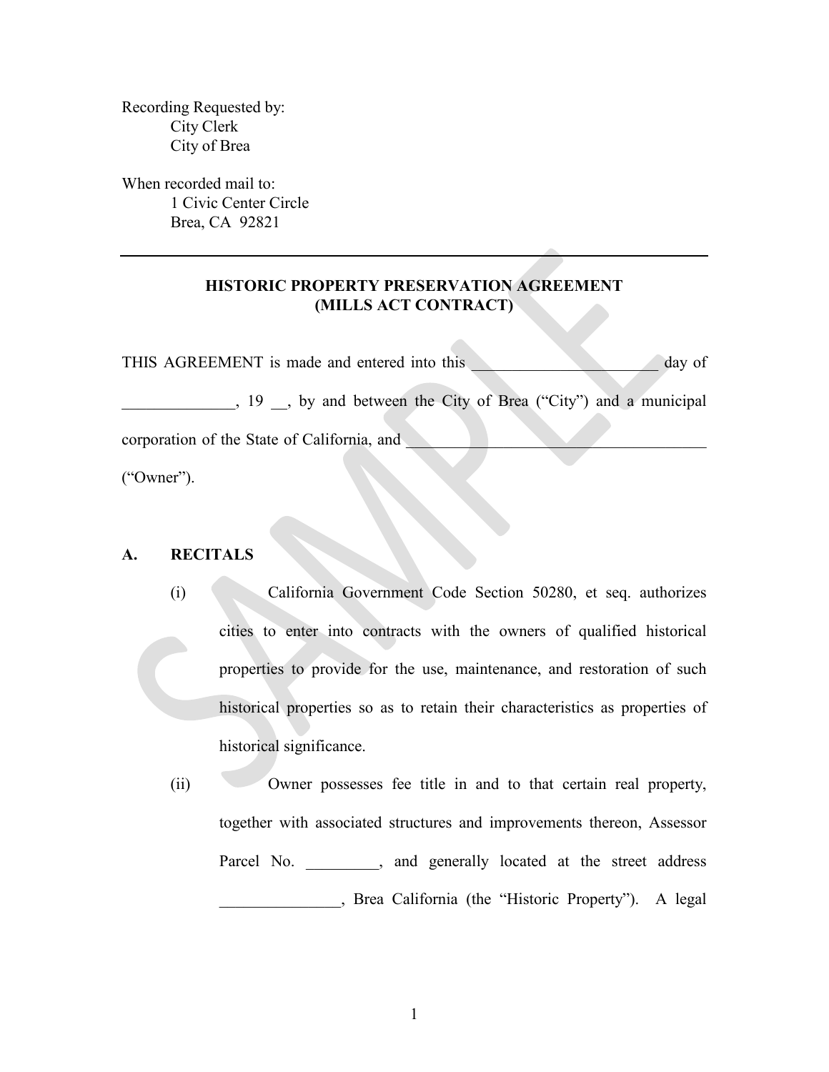Recording Requested by:
City Clerk
City of Brea

When recorded mail to:
1 Civic Center Circle
Brea, CA 92821

---

**HISTORIC PROPERTY PRESERVATION AGREEMENT**
**(MILLS ACT CONTRACT)**

THIS AGREEMENT is made and entered into this _______________________ day of ______________, 19 __, by and between the City of Brea ("City") and a municipal corporation of the State of California, and _____________________________________ ("Owner").

## A. RECITALS

(i) California Government Code Section 50280, et seq. authorizes cities to enter into contracts with the owners of qualified historical properties to provide for the use, maintenance, and restoration of such historical properties so as to retain their characteristics as properties of historical significance.

(ii) Owner possesses fee title in and to that certain real property, together with associated structures and improvements thereon, Assessor Parcel No. _________, and generally located at the street address _______________, Brea California (the "Historic Property"). A legal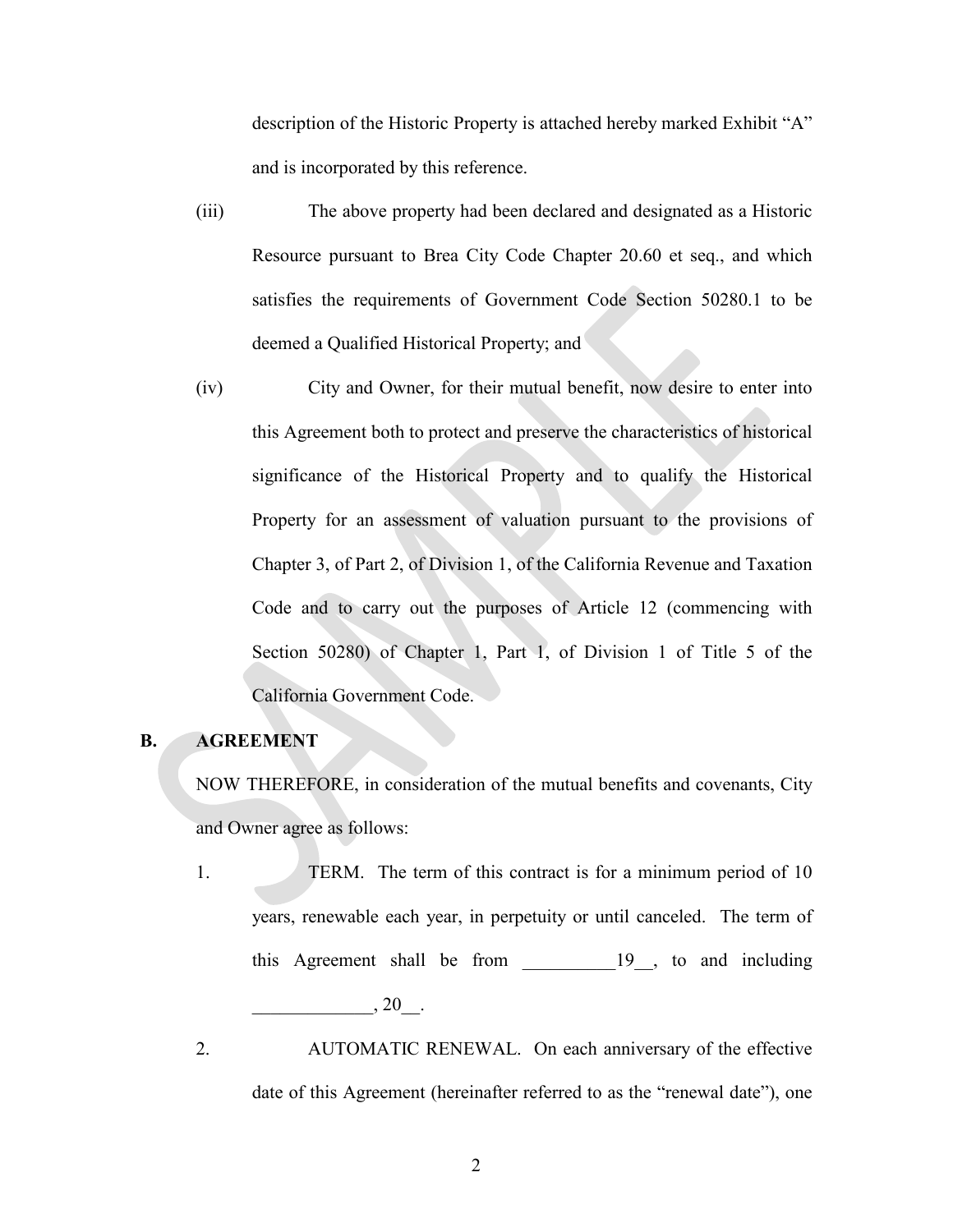description of the Historic Property is attached hereby marked Exhibit "A" and is incorporated by this reference.

(iii) The above property had been declared and designated as a Historic Resource pursuant to Brea City Code Chapter 20.60 et seq., and which satisfies the requirements of Government Code Section 50280.1 to be deemed a Qualified Historical Property; and

(iv) City and Owner, for their mutual benefit, now desire to enter into this Agreement both to protect and preserve the characteristics of historical significance of the Historical Property and to qualify the Historical Property for an assessment of valuation pursuant to the provisions of Chapter 3, of Part 2, of Division 1, of the California Revenue and Taxation Code and to carry out the purposes of Article 12 (commencing with Section 50280) of Chapter 1, Part 1, of Division 1 of Title 5 of the California Government Code.

**B. AGREEMENT**

NOW THEREFORE, in consideration of the mutual benefits and covenants, City and Owner agree as follows:

1. TERM. The term of this contract is for a minimum period of 10 years, renewable each year, in perpetuity or until canceled. The term of this Agreement shall be from __________19__, to and including _____________, 20__.

2. AUTOMATIC RENEWAL. On each anniversary of the effective date of this Agreement (hereinafter referred to as the "renewal date"), one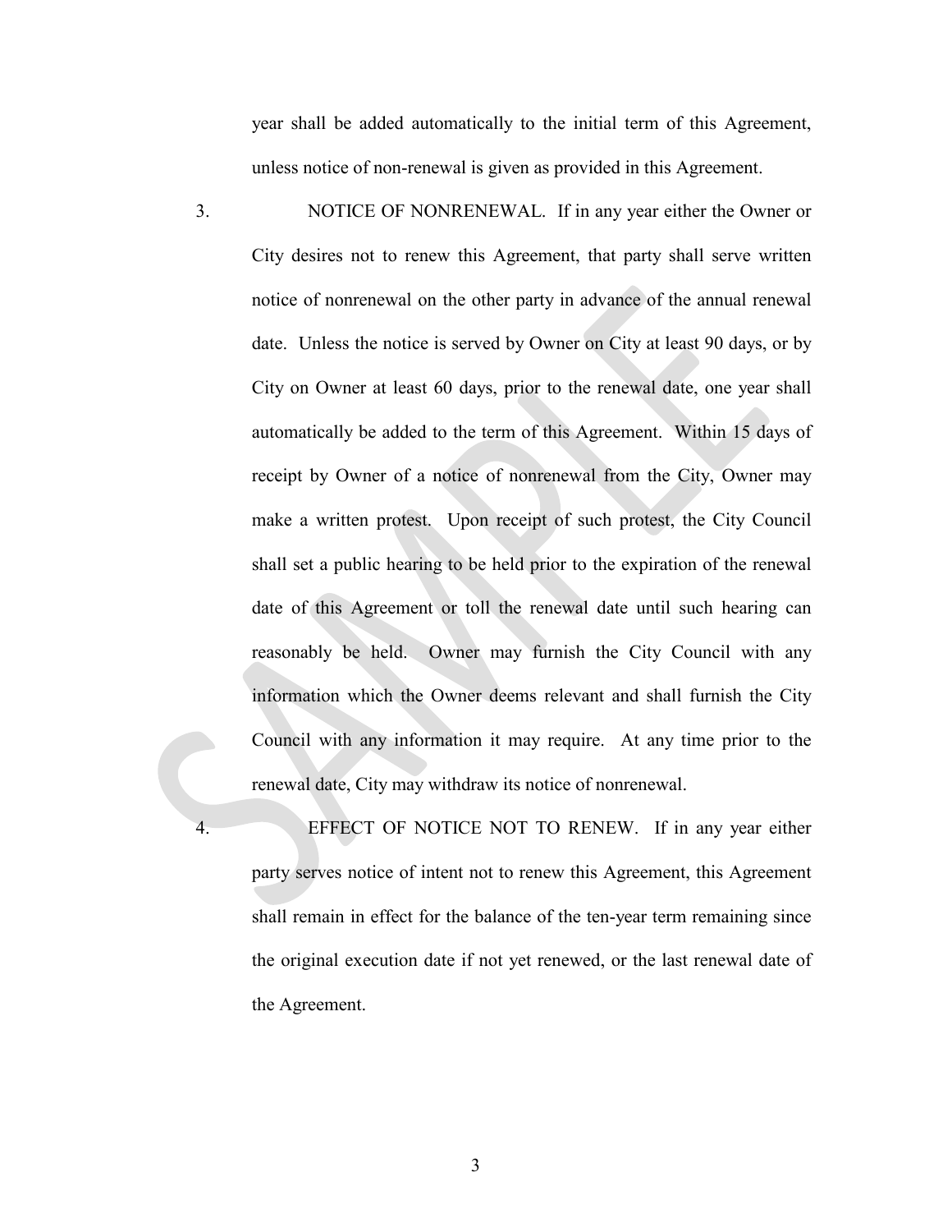year shall be added automatically to the initial term of this Agreement, unless notice of non-renewal is given as provided in this Agreement.

3. NOTICE OF NONRENEWAL. If in any year either the Owner or City desires not to renew this Agreement, that party shall serve written notice of nonrenewal on the other party in advance of the annual renewal date. Unless the notice is served by Owner on City at least 90 days, or by City on Owner at least 60 days, prior to the renewal date, one year shall automatically be added to the term of this Agreement. Within 15 days of receipt by Owner of a notice of nonrenewal from the City, Owner may make a written protest. Upon receipt of such protest, the City Council shall set a public hearing to be held prior to the expiration of the renewal date of this Agreement or toll the renewal date until such hearing can reasonably be held. Owner may furnish the City Council with any information which the Owner deems relevant and shall furnish the City Council with any information it may require. At any time prior to the renewal date, City may withdraw its notice of nonrenewal.

4. EFFECT OF NOTICE NOT TO RENEW. If in any year either party serves notice of intent not to renew this Agreement, this Agreement shall remain in effect for the balance of the ten-year term remaining since the original execution date if not yet renewed, or the last renewal date of the Agreement.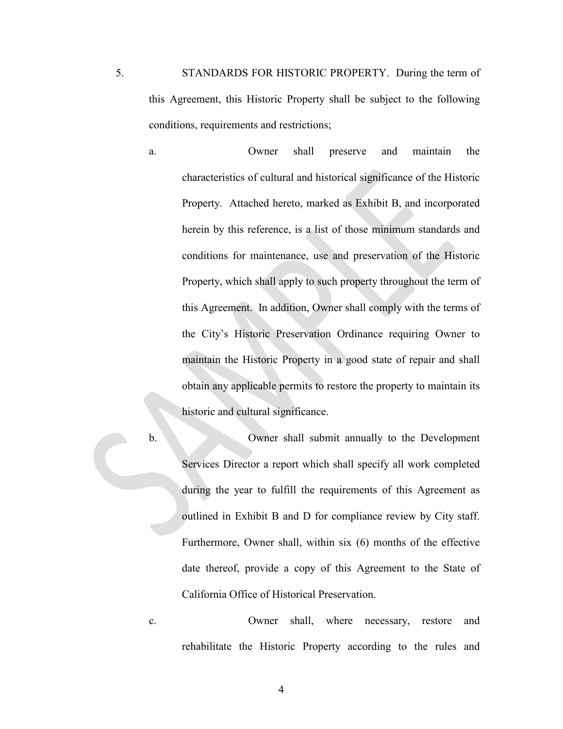5. STANDARDS FOR HISTORIC PROPERTY. During the term of this Agreement, this Historic Property shall be subject to the following conditions, requirements and restrictions;

   a. Owner shall preserve and maintain the characteristics of cultural and historical significance of the Historic Property. Attached hereto, marked as Exhibit B, and incorporated herein by this reference, is a list of those minimum standards and conditions for maintenance, use and preservation of the Historic Property, which shall apply to such property throughout the term of this Agreement. In addition, Owner shall comply with the terms of the City's Historic Preservation Ordinance requiring Owner to maintain the Historic Property in a good state of repair and shall obtain any applicable permits to restore the property to maintain its historic and cultural significance.

   b. Owner shall submit annually to the Development Services Director a report which shall specify all work completed during the year to fulfill the requirements of this Agreement as outlined in Exhibit B and D for compliance review by City staff. Furthermore, Owner shall, within six (6) months of the effective date thereof, provide a copy of this Agreement to the State of California Office of Historical Preservation.

   c. Owner shall, where necessary, restore and rehabilitate the Historic Property according to the rules and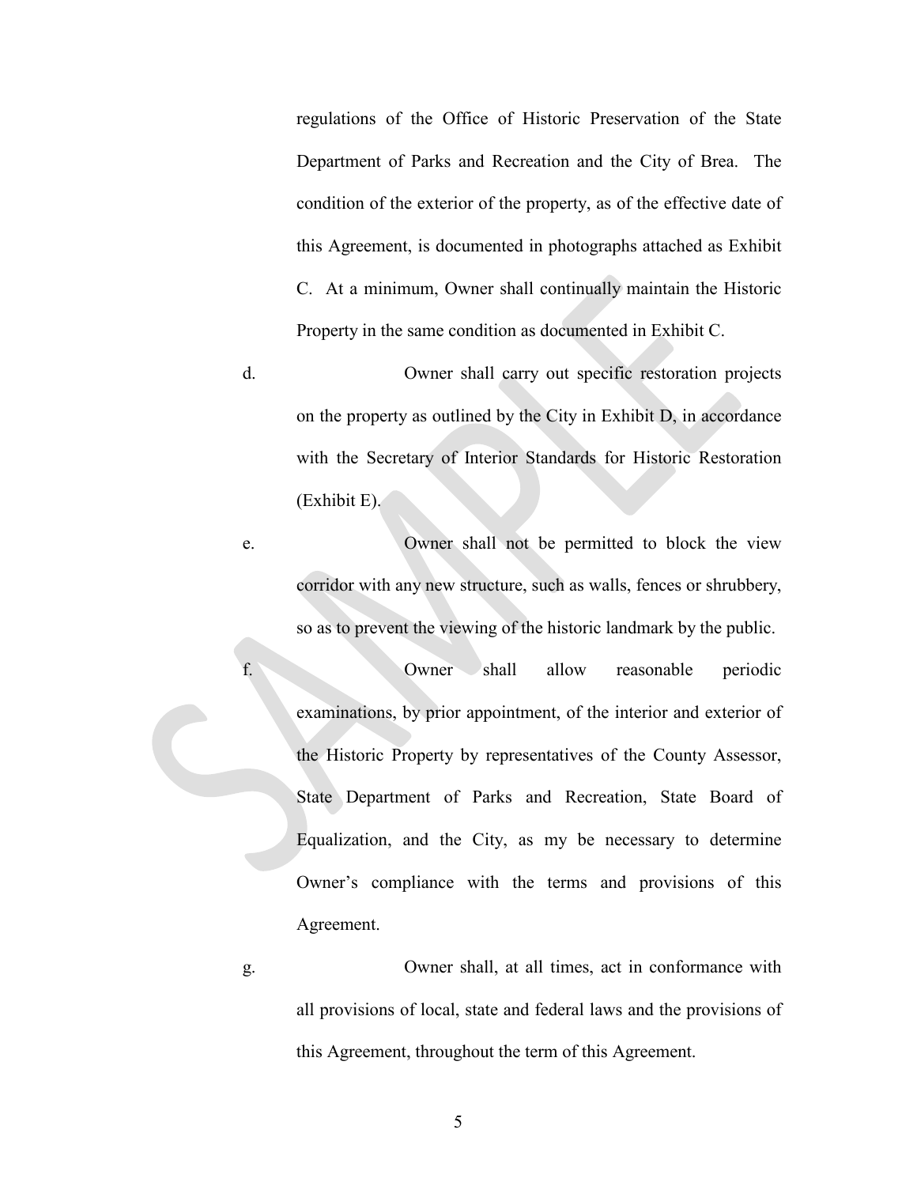regulations of the Office of Historic Preservation of the State Department of Parks and Recreation and the City of Brea. The condition of the exterior of the property, as of the effective date of this Agreement, is documented in photographs attached as Exhibit C. At a minimum, Owner shall continually maintain the Historic Property in the same condition as documented in Exhibit C.

d. Owner shall carry out specific restoration projects on the property as outlined by the City in Exhibit D, in accordance with the Secretary of Interior Standards for Historic Restoration (Exhibit E).

e. Owner shall not be permitted to block the view corridor with any new structure, such as walls, fences or shrubbery, so as to prevent the viewing of the historic landmark by the public.

f. Owner shall allow reasonable periodic examinations, by prior appointment, of the interior and exterior of the Historic Property by representatives of the County Assessor, State Department of Parks and Recreation, State Board of Equalization, and the City, as my be necessary to determine Owner's compliance with the terms and provisions of this Agreement.

g. Owner shall, at all times, act in conformance with all provisions of local, state and federal laws and the provisions of this Agreement, throughout the term of this Agreement.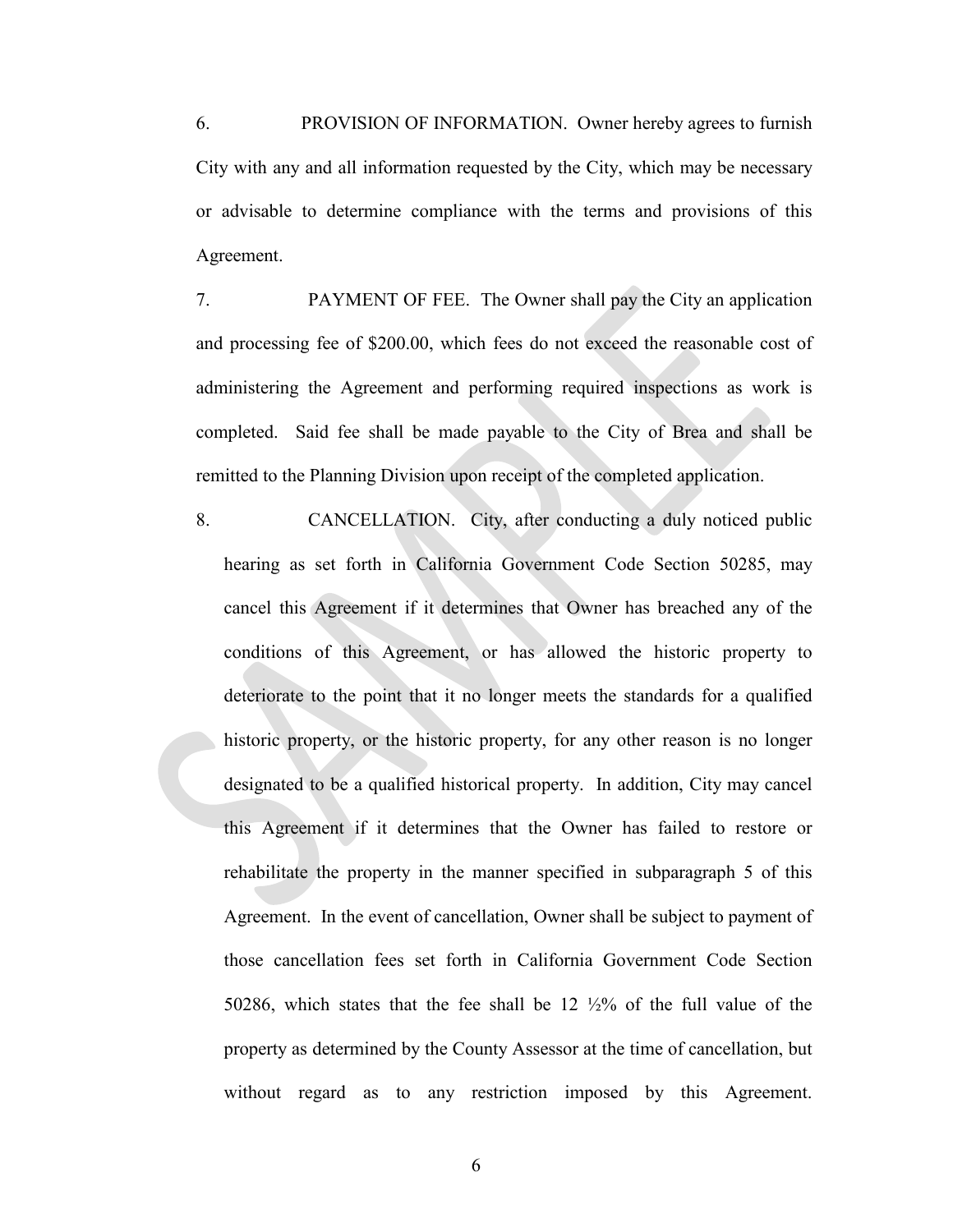6. PROVISION OF INFORMATION. Owner hereby agrees to furnish City with any and all information requested by the City, which may be necessary or advisable to determine compliance with the terms and provisions of this Agreement.

7. PAYMENT OF FEE. The Owner shall pay the City an application and processing fee of $200.00, which fees do not exceed the reasonable cost of administering the Agreement and performing required inspections as work is completed. Said fee shall be made payable to the City of Brea and shall be remitted to the Planning Division upon receipt of the completed application.

8. CANCELLATION. City, after conducting a duly noticed public hearing as set forth in California Government Code Section 50285, may cancel this Agreement if it determines that Owner has breached any of the conditions of this Agreement, or has allowed the historic property to deteriorate to the point that it no longer meets the standards for a qualified historic property, or the historic property, for any other reason is no longer designated to be a qualified historical property. In addition, City may cancel this Agreement if it determines that the Owner has failed to restore or rehabilitate the property in the manner specified in subparagraph 5 of this Agreement. In the event of cancellation, Owner shall be subject to payment of those cancellation fees set forth in California Government Code Section 50286, which states that the fee shall be 12 ½% of the full value of the property as determined by the County Assessor at the time of cancellation, but without regard as to any restriction imposed by this Agreement.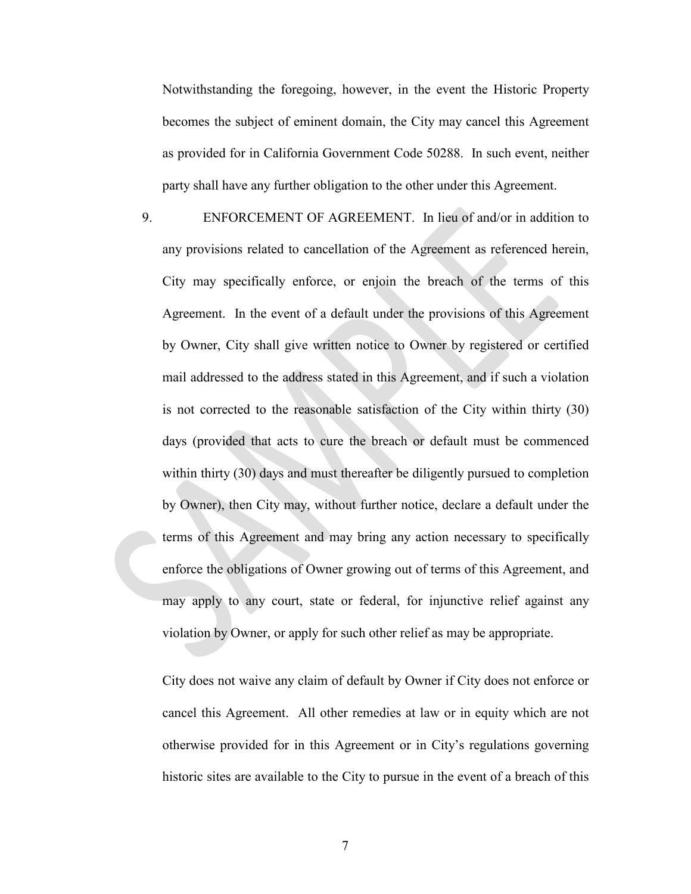Notwithstanding the foregoing, however, in the event the Historic Property becomes the subject of eminent domain, the City may cancel this Agreement as provided for in California Government Code 50288. In such event, neither party shall have any further obligation to the other under this Agreement.

9. ENFORCEMENT OF AGREEMENT. In lieu of and/or in addition to any provisions related to cancellation of the Agreement as referenced herein, City may specifically enforce, or enjoin the breach of the terms of this Agreement. In the event of a default under the provisions of this Agreement by Owner, City shall give written notice to Owner by registered or certified mail addressed to the address stated in this Agreement, and if such a violation is not corrected to the reasonable satisfaction of the City within thirty (30) days (provided that acts to cure the breach or default must be commenced within thirty (30) days and must thereafter be diligently pursued to completion by Owner), then City may, without further notice, declare a default under the terms of this Agreement and may bring any action necessary to specifically enforce the obligations of Owner growing out of terms of this Agreement, and may apply to any court, state or federal, for injunctive relief against any violation by Owner, or apply for such other relief as may be appropriate.

City does not waive any claim of default by Owner if City does not enforce or cancel this Agreement. All other remedies at law or in equity which are not otherwise provided for in this Agreement or in City's regulations governing historic sites are available to the City to pursue in the event of a breach of this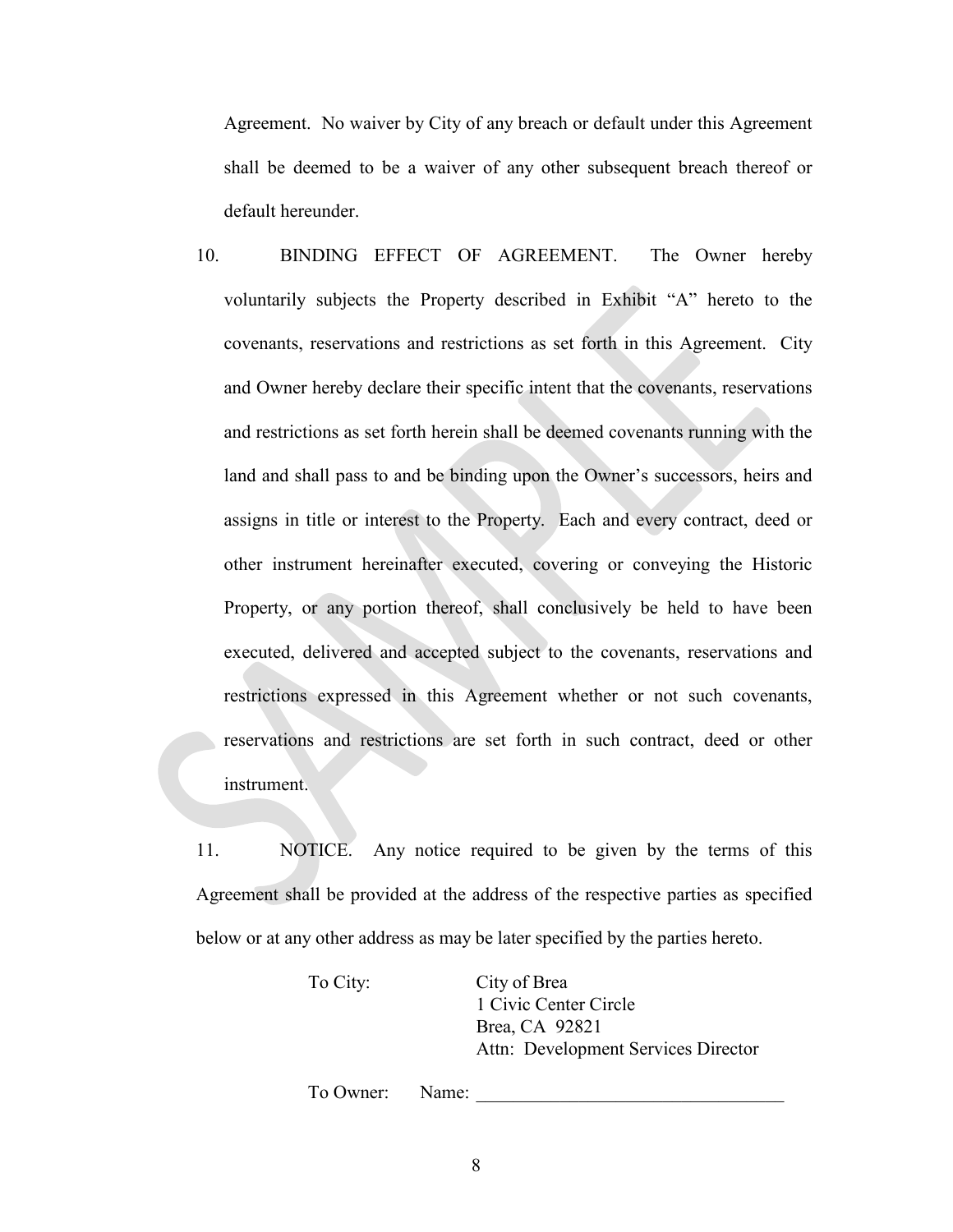Agreement. No waiver by City of any breach or default under this Agreement shall be deemed to be a waiver of any other subsequent breach thereof or default hereunder.

10. BINDING EFFECT OF AGREEMENT. The Owner hereby voluntarily subjects the Property described in Exhibit "A" hereto to the covenants, reservations and restrictions as set forth in this Agreement. City and Owner hereby declare their specific intent that the covenants, reservations and restrictions as set forth herein shall be deemed covenants running with the land and shall pass to and be binding upon the Owner's successors, heirs and assigns in title or interest to the Property. Each and every contract, deed or other instrument hereinafter executed, covering or conveying the Historic Property, or any portion thereof, shall conclusively be held to have been executed, delivered and accepted subject to the covenants, reservations and restrictions expressed in this Agreement whether or not such covenants, reservations and restrictions are set forth in such contract, deed or other instrument.

11. NOTICE. Any notice required to be given by the terms of this Agreement shall be provided at the address of the respective parties as specified below or at any other address as may be later specified by the parties hereto.

To City: City of Brea
1 Civic Center Circle
Brea, CA 92821
Attn: Development Services Director

To Owner: Name: _________________________________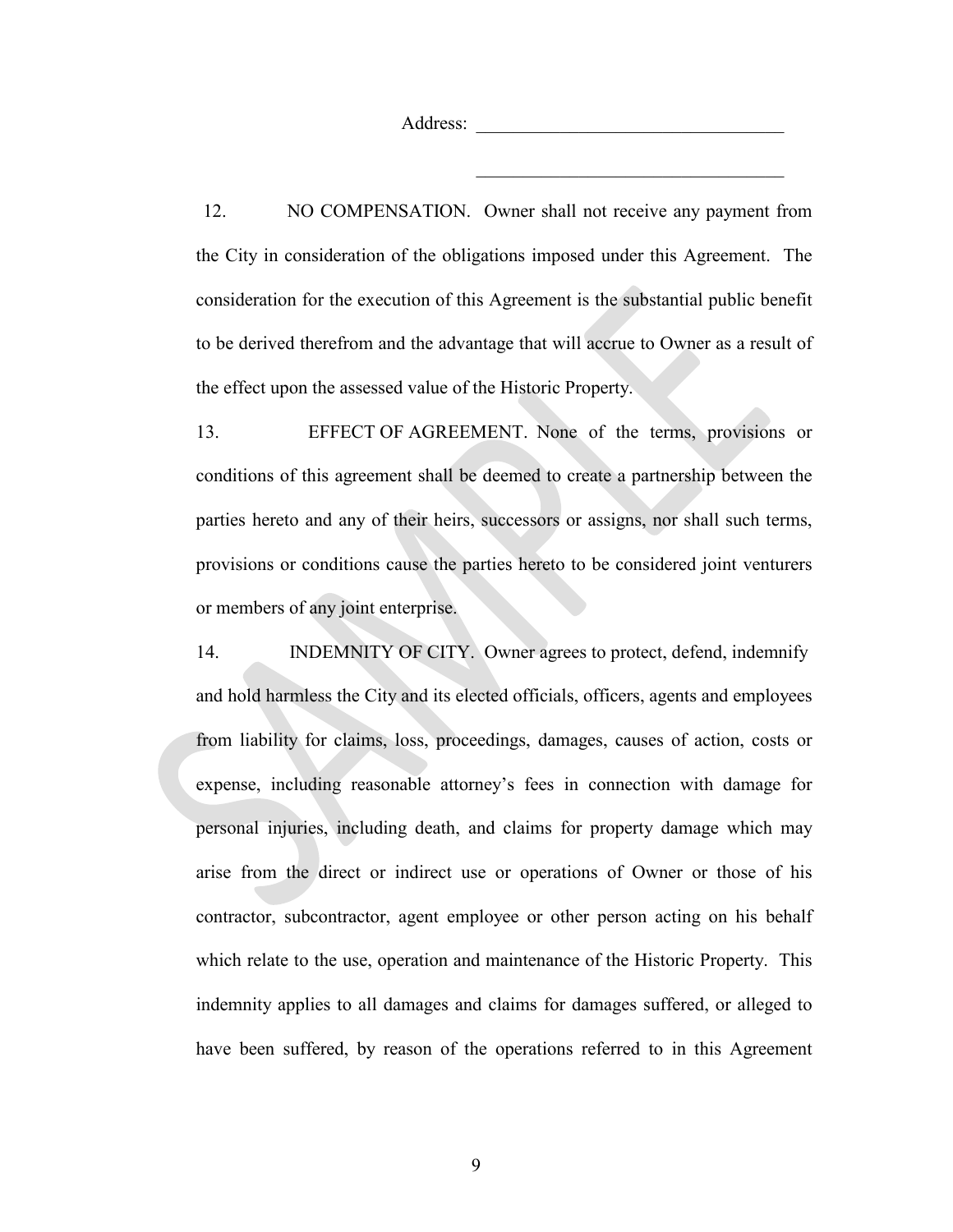Address: ___________________________________

___________________________________

12. NO COMPENSATION. Owner shall not receive any payment from the City in consideration of the obligations imposed under this Agreement. The consideration for the execution of this Agreement is the substantial public benefit to be derived therefrom and the advantage that will accrue to Owner as a result of the effect upon the assessed value of the Historic Property.

13. EFFECT OF AGREEMENT. None of the terms, provisions or conditions of this agreement shall be deemed to create a partnership between the parties hereto and any of their heirs, successors or assigns, nor shall such terms, provisions or conditions cause the parties hereto to be considered joint venturers or members of any joint enterprise.

14. INDEMNITY OF CITY. Owner agrees to protect, defend, indemnify and hold harmless the City and its elected officials, officers, agents and employees from liability for claims, loss, proceedings, damages, causes of action, costs or expense, including reasonable attorney's fees in connection with damage for personal injuries, including death, and claims for property damage which may arise from the direct or indirect use or operations of Owner or those of his contractor, subcontractor, agent employee or other person acting on his behalf which relate to the use, operation and maintenance of the Historic Property. This indemnity applies to all damages and claims for damages suffered, or alleged to have been suffered, by reason of the operations referred to in this Agreement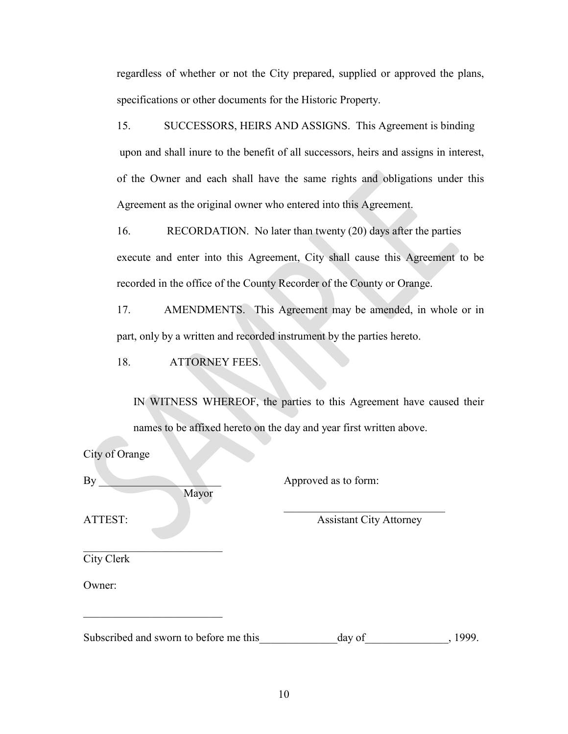regardless of whether or not the City prepared, supplied or approved the plans, specifications or other documents for the Historic Property.

15. SUCCESSORS, HEIRS AND ASSIGNS. This Agreement is binding upon and shall inure to the benefit of all successors, heirs and assigns in interest, of the Owner and each shall have the same rights and obligations under this Agreement as the original owner who entered into this Agreement.

16. RECORDATION. No later than twenty (20) days after the parties execute and enter into this Agreement, City shall cause this Agreement to be recorded in the office of the County Recorder of the County or Orange.

17. AMENDMENTS. This Agreement may be amended, in whole or in part, only by a written and recorded instrument by the parties hereto.

18. ATTORNEY FEES.

IN WITNESS WHEREOF, the parties to this Agreement have caused their names to be affixed hereto on the day and year first written above.

City of Orange

By ______________________
Mayor

Approved as to form:

____________________________
Assistant City Attorney

ATTEST:

________________________
City Clerk

Owner:

________________________

Subscribed and sworn to before me this_____________day of______________, 1999.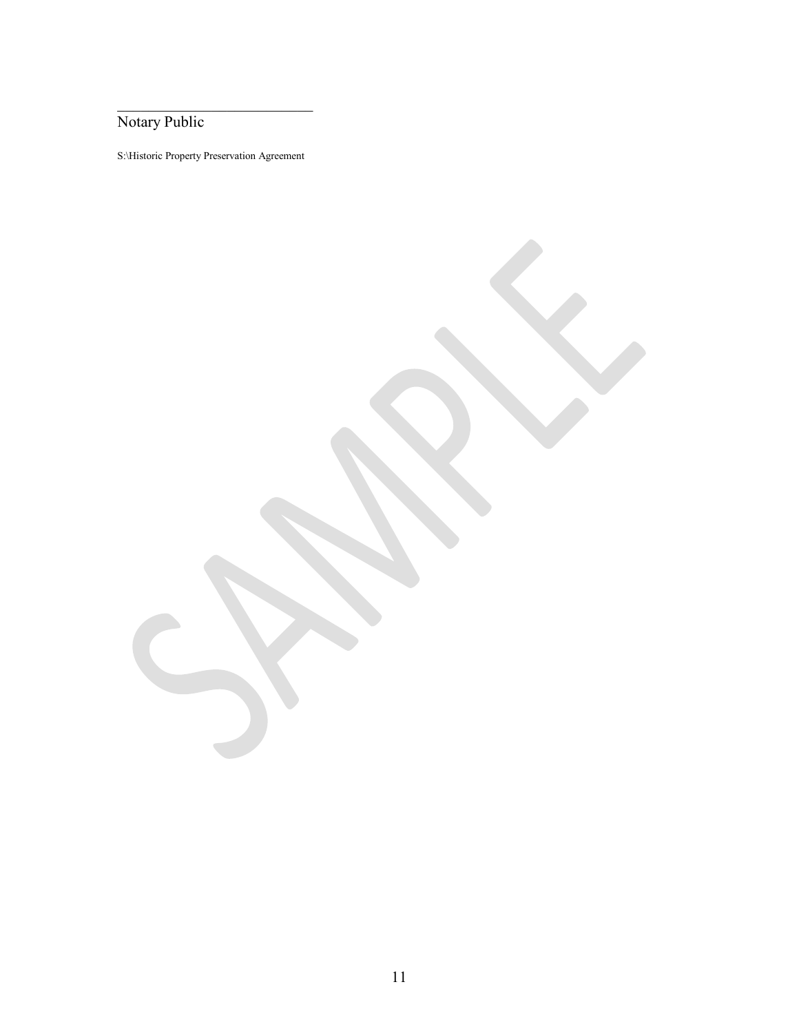\_\_\_\_\_\_\_\_\_\_\_\_\_\_\_\_\_\_\_\_\_\_\_\_\_\_\_\_\_\_

Notary Public

S:\Historic Property Preservation Agreement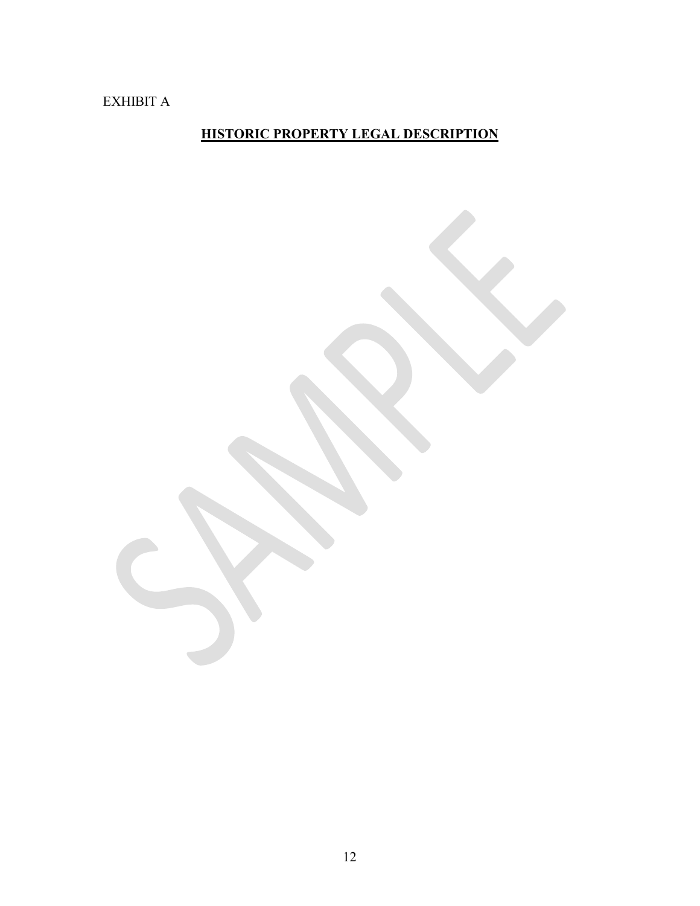EXHIBIT A

## HISTORIC PROPERTY LEGAL DESCRIPTION